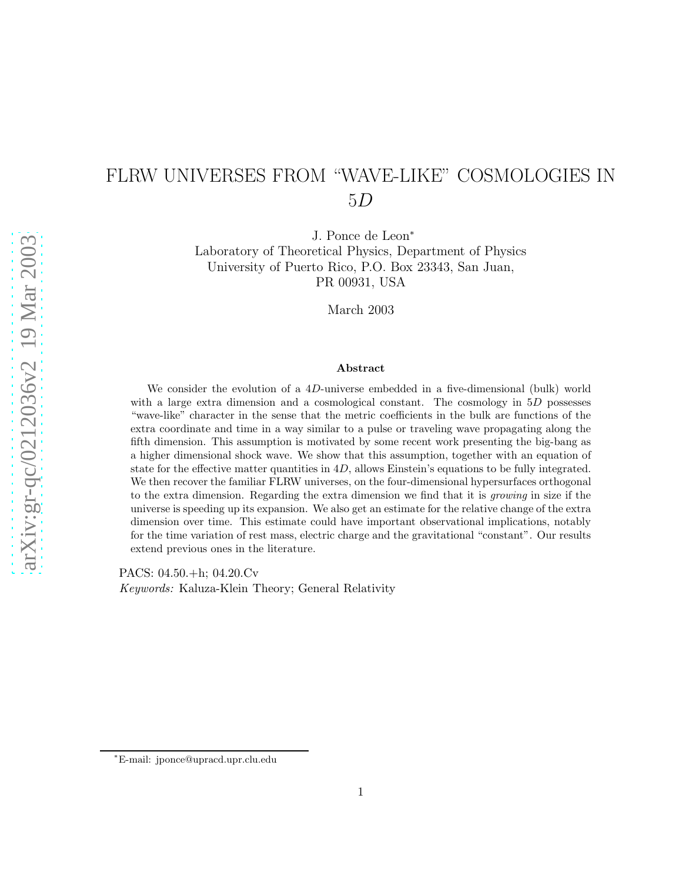# FLRW UNIVERSES FROM "WAVE-LIKE" COSMOLOGIES IN $5D$

J. Ponce de Leon*

Laboratory of Theoretical Physics, Department of Physics
University of Puerto Rico, P.O. Box 23343, San Juan,
PR 00931, USA

March 2003

### Abstract

We consider the evolution of a $4D$-universe embedded in a five-dimensional (bulk) world with a large extra dimension and a cosmological constant. The cosmology in $5D$ possesses "wave-like" character in the sense that the metric coefficients in the bulk are functions of the extra coordinate and time in a way similar to a pulse or traveling wave propagating along the fifth dimension. This assumption is motivated by some recent work presenting the big-bang as a higher dimensional shock wave. We show that this assumption, together with an equation of state for the effective matter quantities in $4D$, allows Einstein's equations to be fully integrated. We then recover the familiar FLRW universes, on the four-dimensional hypersurfaces orthogonal to the extra dimension. Regarding the extra dimension we find that it is *growing* in size if the universe is speeding up its expansion. We also get an estimate for the relative change of the extra dimension over time. This estimate could have important observational implications, notably for the time variation of rest mass, electric charge and the gravitational "constant". Our results extend previous ones in the literature.

PACS: 04.50.+h; 04.20.Cv

*Keywords:* Kaluza-Klein Theory; General Relativity

*E-mail: jponce@upracd.upr.clu.edu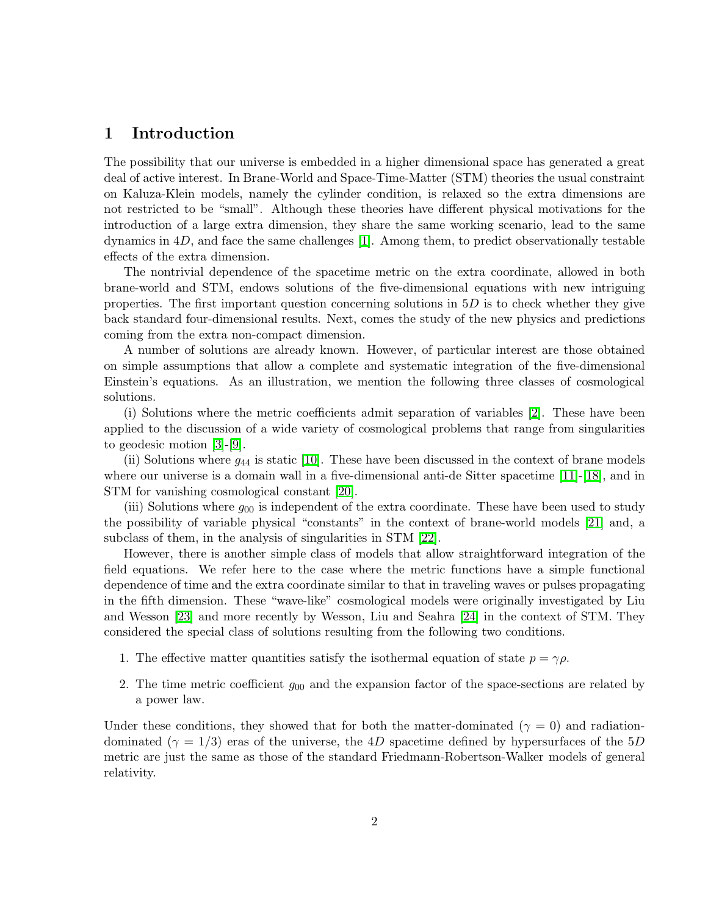## 1 Introduction

The possibility that our universe is embedded in a higher dimensional space has generated a great deal of active interest. In Brane-World and Space-Time-Matter (STM) theories the usual constraint on Kaluza-Klein models, namely the cylinder condition, is relaxed so the extra dimensions are not restricted to be "small". Although these theories have different physical motivations for the introduction of a large extra dimension, they share the same working scenario, lead to the same dynamics in $4D$, and face the same challenges [1]. Among them, to predict observationally testable effects of the extra dimension.

The nontrivial dependence of the spacetime metric on the extra coordinate, allowed in both brane-world and STM, endows solutions of the five-dimensional equations with new intriguing properties. The first important question concerning solutions in $5D$ is to check whether they give back standard four-dimensional results. Next, comes the study of the new physics and predictions coming from the extra non-compact dimension.

A number of solutions are already known. However, of particular interest are those obtained on simple assumptions that allow a complete and systematic integration of the five-dimensional Einstein's equations. As an illustration, we mention the following three classes of cosmological solutions.

(i) Solutions where the metric coefficients admit separation of variables [2]. These have been applied to the discussion of a wide variety of cosmological problems that range from singularities to geodesic motion [3]-[9].

(ii) Solutions where $g_{44}$ is static [10]. These have been discussed in the context of brane models where our universe is a domain wall in a five-dimensional anti-de Sitter spacetime [11]-[18], and in STM for vanishing cosmological constant [20].

(iii) Solutions where $g_{00}$ is independent of the extra coordinate. These have been used to study the possibility of variable physical "constants" in the context of brane-world models [21] and, a subclass of them, in the analysis of singularities in STM [22].

However, there is another simple class of models that allow straightforward integration of the field equations. We refer here to the case where the metric functions have a simple functional dependence of time and the extra coordinate similar to that in traveling waves or pulses propagating in the fifth dimension. These "wave-like" cosmological models were originally investigated by Liu and Wesson [23] and more recently by Wesson, Liu and Seahra [24] in the context of STM. They considered the special class of solutions resulting from the following two conditions.

1. The effective matter quantities satisfy the isothermal equation of state $p = \gamma\rho$.
2. The time metric coefficient $g_{00}$ and the expansion factor of the space-sections are related by a power law.

Under these conditions, they showed that for both the matter-dominated ($\gamma = 0$) and radiation-dominated ($\gamma = 1/3$) eras of the universe, the $4D$ spacetime defined by hypersurfaces of the $5D$ metric are just the same as those of the standard Friedmann-Robertson-Walker models of general relativity.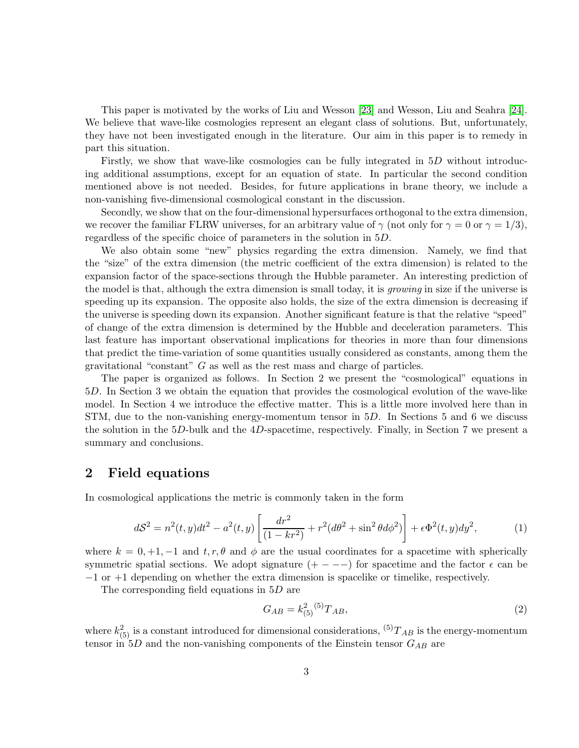This paper is motivated by the works of Liu and Wesson [23] and Wesson, Liu and Seahra [24]. We believe that wave-like cosmologies represent an elegant class of solutions. But, unfortunately, they have not been investigated enough in the literature. Our aim in this paper is to remedy in part this situation.

Firstly, we show that wave-like cosmologies can be fully integrated in $5D$ without introducing additional assumptions, except for an equation of state. In particular the second condition mentioned above is not needed. Besides, for future applications in brane theory, we include a non-vanishing five-dimensional cosmological constant in the discussion.

Secondly, we show that on the four-dimensional hypersurfaces orthogonal to the extra dimension, we recover the familiar FLRW universes, for an arbitrary value of $\gamma$ (not only for $\gamma = 0$ or $\gamma = 1/3$), regardless of the specific choice of parameters in the solution in $5D$.

We also obtain some "new" physics regarding the extra dimension. Namely, we find that the "size" of the extra dimension (the metric coefficient of the extra dimension) is related to the expansion factor of the space-sections through the Hubble parameter. An interesting prediction of the model is that, although the extra dimension is small today, it is *growing* in size if the universe is speeding up its expansion. The opposite also holds, the size of the extra dimension is decreasing if the universe is speeding down its expansion. Another significant feature is that the relative "speed" of change of the extra dimension is determined by the Hubble and deceleration parameters. This last feature has important observational implications for theories in more than four dimensions that predict the time-variation of some quantities usually considered as constants, among them the gravitational "constant" $G$ as well as the rest mass and charge of particles.

The paper is organized as follows. In Section 2 we present the "cosmological" equations in $5D$. In Section 3 we obtain the equation that provides the cosmological evolution of the wave-like model. In Section 4 we introduce the effective matter. This is a little more involved here than in STM, due to the non-vanishing energy-momentum tensor in $5D$. In Sections 5 and 6 we discuss the solution in the $5D$-bulk and the $4D$-spacetime, respectively. Finally, in Section 7 we present a summary and conclusions.

## 2 Field equations

In cosmological applications the metric is commonly taken in the form

$$d\mathcal{S}^2 = n^2(t,y)dt^2 - a^2(t,y)\left[\frac{dr^2}{(1-kr^2)} + r^2(d\theta^2 + \sin^2\theta d\phi^2)\right] + \epsilon\Phi^2(t,y)dy^2, \tag{1}$$

where $k = 0, +1, -1$ and $t, r, \theta$ and $\phi$ are the usual coordinates for a spacetime with spherically symmetric spatial sections. We adopt signature $(+ - - -)$ for spacetime and the factor $\epsilon$ can be $-1$ or $+1$ depending on whether the extra dimension is spacelike or timelike, respectively.

The corresponding field equations in $5D$ are

$$G_{AB} = k_{(5)}^2\, {}^{(5)}T_{AB}, \tag{2}$$

where $k_{(5)}^2$ is a constant introduced for dimensional considerations, ${}^{(5)}T_{AB}$ is the energy-momentum tensor in $5D$ and the non-vanishing components of the Einstein tensor $G_{AB}$ are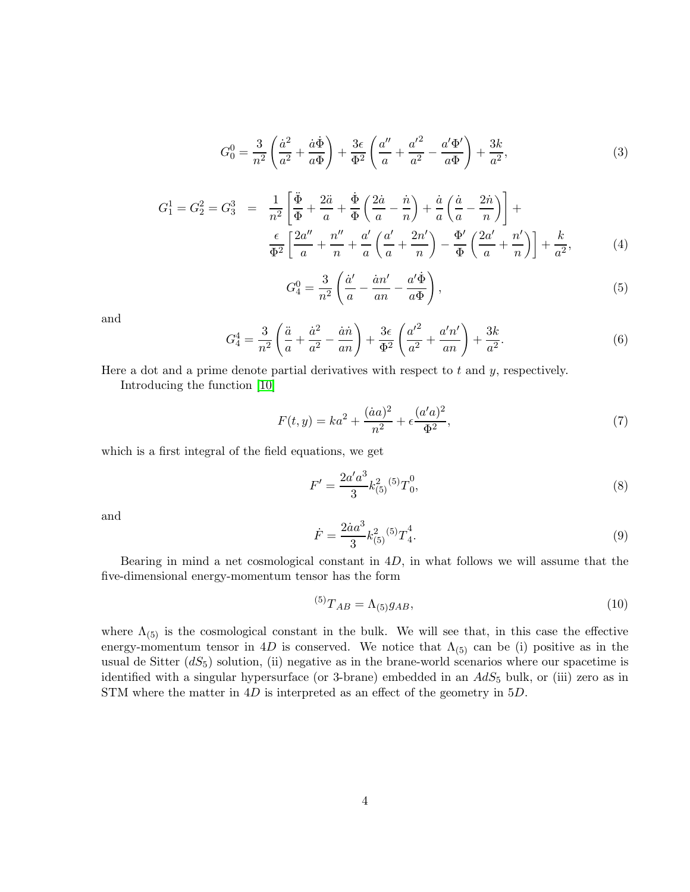$$G_0^0 = \frac{3}{n^2}\left(\frac{\dot{a}^2}{a^2} + \frac{\dot{a}\dot{\Phi}}{a\Phi}\right) + \frac{3\epsilon}{\Phi^2}\left(\frac{a''}{a} + \frac{a'^2}{a^2} - \frac{a'\Phi'}{a\Phi}\right) + \frac{3k}{a^2}, \tag{3}$$

$$\begin{aligned} G_1^1 = G_2^2 = G_3^3 \;&=\; \frac{1}{n^2}\left[\frac{\ddot{\Phi}}{\Phi} + \frac{2\ddot{a}}{a} + \frac{\dot{\Phi}}{\Phi}\left(\frac{2\dot{a}}{a} - \frac{\dot{n}}{n}\right) + \frac{\dot{a}}{a}\left(\frac{\dot{a}}{a} - \frac{2\dot{n}}{n}\right)\right] + \\ &\quad \frac{\epsilon}{\Phi^2}\left[\frac{2a''}{a} + \frac{n''}{n} + \frac{a'}{a}\left(\frac{a'}{a} + \frac{2n'}{n}\right) - \frac{\Phi'}{\Phi}\left(\frac{2a'}{a} + \frac{n'}{n}\right)\right] + \frac{k}{a^2}, \end{aligned} \tag{4}$$

$$G_4^0 = \frac{3}{n^2}\left(\frac{\dot{a}'}{a} - \frac{\dot{a}n'}{an} - \frac{a'\dot{\Phi}}{a\Phi}\right), \tag{5}$$

and

$$G_4^4 = \frac{3}{n^2}\left(\frac{\ddot{a}}{a} + \frac{\dot{a}^2}{a^2} - \frac{\dot{a}\dot{n}}{an}\right) + \frac{3\epsilon}{\Phi^2}\left(\frac{a'^2}{a^2} + \frac{a'n'}{an}\right) + \frac{3k}{a^2}. \tag{6}$$

Here a dot and a prime denote partial derivatives with respect to $t$ and $y$, respectively.

Introducing the function [10]

$$F(t,y) = ka^2 + \frac{(\dot{a}a)^2}{n^2} + \epsilon\frac{(a'a)^2}{\Phi^2}, \tag{7}$$

which is a first integral of the field equations, we get

$$F' = \frac{2a'a^3}{3}k_{(5)}^2\,{}^{(5)}T_0^0, \tag{8}$$

and

$$\dot{F} = \frac{2\dot{a}a^3}{3}k_{(5)}^2\,{}^{(5)}T_4^4. \tag{9}$$

Bearing in mind a net cosmological constant in $4D$, in what follows we will assume that the five-dimensional energy-momentum tensor has the form

$${}^{(5)}T_{AB} = \Lambda_{(5)}g_{AB}, \tag{10}$$

where $\Lambda_{(5)}$ is the cosmological constant in the bulk. We will see that, in this case the effective energy-momentum tensor in $4D$ is conserved. We notice that $\Lambda_{(5)}$ can be (i) positive as in the usual de Sitter ($dS_5$) solution, (ii) negative as in the brane-world scenarios where our spacetime is identified with a singular hypersurface (or 3-brane) embedded in an $AdS_5$ bulk, or (iii) zero as in STM where the matter in $4D$ is interpreted as an effect of the geometry in $5D$.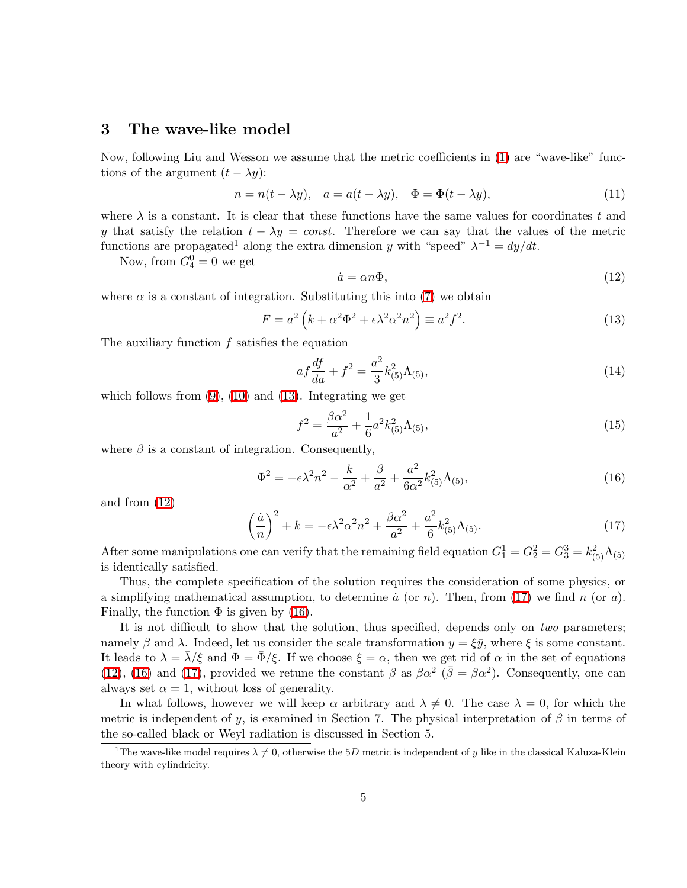## 3 The wave-like model

Now, following Liu and Wesson we assume that the metric coefficients in (1) are "wave-like" functions of the argument $(t - \lambda y)$:

$$n = n(t - \lambda y), \quad a = a(t - \lambda y), \quad \Phi = \Phi(t - \lambda y), \tag{11}$$

where $\lambda$ is a constant. It is clear that these functions have the same values for coordinates $t$ and $y$ that satisfy the relation $t - \lambda y = const$. Therefore we can say that the values of the metric functions are propagated[1] along the extra dimension $y$ with "speed" $\lambda^{-1} = dy/dt$.

Now, from $G_4^0 = 0$ we get

$$\dot{a} = \alpha n \Phi, \tag{12}$$

where $\alpha$ is a constant of integration. Substituting this into (7) we obtain

$$F = a^2 \left( k + \alpha^2 \Phi^2 + \epsilon \lambda^2 \alpha^2 n^2 \right) \equiv a^2 f^2. \tag{13}$$

The auxiliary function $f$ satisfies the equation

$$af \frac{df}{da} + f^2 = \frac{a^2}{3} k_{(5)}^2 \Lambda_{(5)}, \tag{14}$$

which follows from (9), (10) and (13). Integrating we get

$$f^2 = \frac{\beta \alpha^2}{a^2} + \frac{1}{6} a^2 k_{(5)}^2 \Lambda_{(5)}, \tag{15}$$

where $\beta$ is a constant of integration. Consequently,

$$\Phi^2 = -\epsilon \lambda^2 n^2 - \frac{k}{\alpha^2} + \frac{\beta}{a^2} + \frac{a^2}{6\alpha^2} k_{(5)}^2 \Lambda_{(5)}, \tag{16}$$

and from (12)

$$\left( \frac{\dot{a}}{n} \right)^2 + k = -\epsilon \lambda^2 \alpha^2 n^2 + \frac{\beta \alpha^2}{a^2} + \frac{a^2}{6} k_{(5)}^2 \Lambda_{(5)}. \tag{17}$$

After some manipulations one can verify that the remaining field equation $G_1^1 = G_2^2 = G_3^3 = k_{(5)}^2 \Lambda_{(5)}$ is identically satisfied.

Thus, the complete specification of the solution requires the consideration of some physics, or a simplifying mathematical assumption, to determine $\dot{a}$ (or $n$). Then, from (17) we find $n$ (or $a$). Finally, the function $\Phi$ is given by (16).

It is not difficult to show that the solution, thus specified, depends only on *two* parameters; namely $\beta$ and $\lambda$. Indeed, let us consider the scale transformation $y = \xi \bar{y}$, where $\xi$ is some constant. It leads to $\lambda = \bar{\lambda}/\xi$ and $\Phi = \bar{\Phi}/\xi$. If we choose $\xi = \alpha$, then we get rid of $\alpha$ in the set of equations (12), (16) and (17), provided we retune the constant $\beta$ as $\beta \alpha^2$ ($\bar{\beta} = \beta \alpha^2$). Consequently, one can always set $\alpha = 1$, without loss of generality.

In what follows, however we will keep $\alpha$ arbitrary and $\lambda \neq 0$. The case $\lambda = 0$, for which the metric is independent of $y$, is examined in Section 7. The physical interpretation of $\beta$ in terms of the so-called black or Weyl radiation is discussed in Section 5.

[1] The wave-like model requires $\lambda \neq 0$, otherwise the $5D$ metric is independent of $y$ like in the classical Kaluza-Klein theory with cylindricity.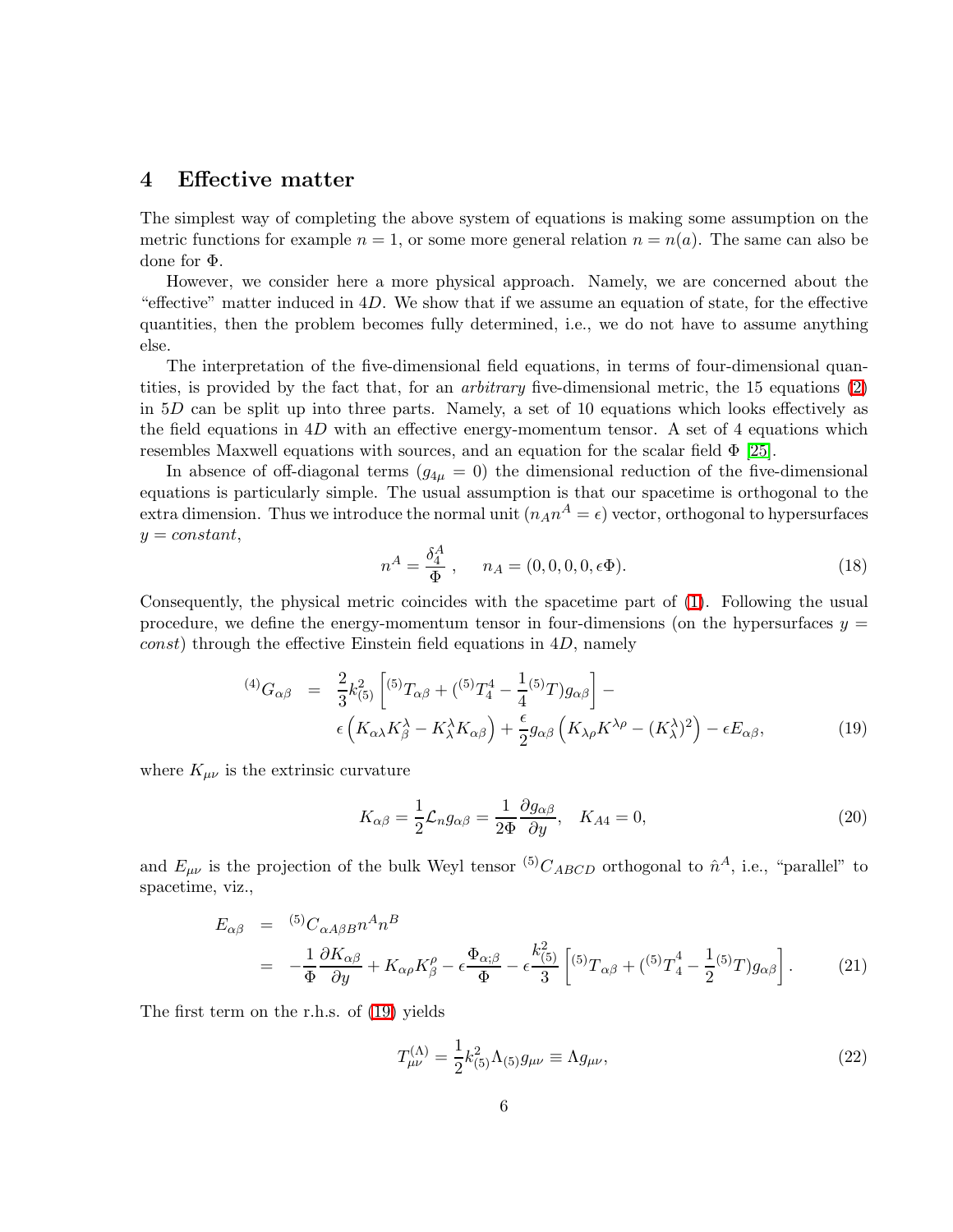## 4 Effective matter

The simplest way of completing the above system of equations is making some assumption on the metric functions for example $n = 1$, or some more general relation $n = n(a)$. The same can also be done for $\Phi$.

However, we consider here a more physical approach. Namely, we are concerned about the "effective" matter induced in $4D$. We show that if we assume an equation of state, for the effective quantities, then the problem becomes fully determined, i.e., we do not have to assume anything else.

The interpretation of the five-dimensional field equations, in terms of four-dimensional quantities, is provided by the fact that, for an *arbitrary* five-dimensional metric, the 15 equations (2) in $5D$ can be split up into three parts. Namely, a set of 10 equations which looks effectively as the field equations in $4D$ with an effective energy-momentum tensor. A set of 4 equations which resembles Maxwell equations with sources, and an equation for the scalar field $\Phi$ [25].

In absence of off-diagonal terms ($g_{4\mu} = 0$) the dimensional reduction of the five-dimensional equations is particularly simple. The usual assumption is that our spacetime is orthogonal to the extra dimension. Thus we introduce the normal unit ($n_A n^A = \epsilon$) vector, orthogonal to hypersurfaces $y = constant$,

$$n^A = \frac{\delta^A_4}{\Phi}, \quad n_A = (0, 0, 0, 0, \epsilon\Phi). \tag{18}$$

Consequently, the physical metric coincides with the spacetime part of (1). Following the usual procedure, we define the energy-momentum tensor in four-dimensions (on the hypersurfaces $y = const$) through the effective Einstein field equations in $4D$, namely

$$\begin{aligned} {}^{(4)}G_{\alpha\beta} &= \frac{2}{3}k^2_{(5)}\left[{}^{(5)}T_{\alpha\beta} + ({}^{(5)}T^4_4 - \frac{1}{4}{}^{(5)}T)g_{\alpha\beta}\right] - \\ &\quad \epsilon\left(K_{\alpha\lambda}K^\lambda_\beta - K^\lambda_\lambda K_{\alpha\beta}\right) + \frac{\epsilon}{2}g_{\alpha\beta}\left(K_{\lambda\rho}K^{\lambda\rho} - (K^\lambda_\lambda)^2\right) - \epsilon E_{\alpha\beta}, \end{aligned} \tag{19}$$

where $K_{\mu\nu}$ is the extrinsic curvature

$$K_{\alpha\beta} = \frac{1}{2}\mathcal{L}_n g_{\alpha\beta} = \frac{1}{2\Phi}\frac{\partial g_{\alpha\beta}}{\partial y}, \quad K_{A4} = 0, \tag{20}$$

and $E_{\mu\nu}$ is the projection of the bulk Weyl tensor ${}^{(5)}C_{ABCD}$ orthogonal to $\hat{n}^A$, i.e., "parallel" to spacetime, viz.,

$$\begin{aligned} E_{\alpha\beta} &= {}^{(5)}C_{\alpha A\beta B}n^A n^B \\ &= -\frac{1}{\Phi}\frac{\partial K_{\alpha\beta}}{\partial y} + K_{\alpha\rho}K^\rho_\beta - \epsilon\frac{\Phi_{\alpha;\beta}}{\Phi} - \epsilon\frac{k^2_{(5)}}{3}\left[{}^{(5)}T_{\alpha\beta} + ({}^{(5)}T^4_4 - \frac{1}{2}{}^{(5)}T)g_{\alpha\beta}\right]. \end{aligned} \tag{21}$$

The first term on the r.h.s. of (19) yields

$$T^{(\Lambda)}_{\mu\nu} = \frac{1}{2}k^2_{(5)}\Lambda_{(5)}g_{\mu\nu} \equiv \Lambda g_{\mu\nu}, \tag{22}$$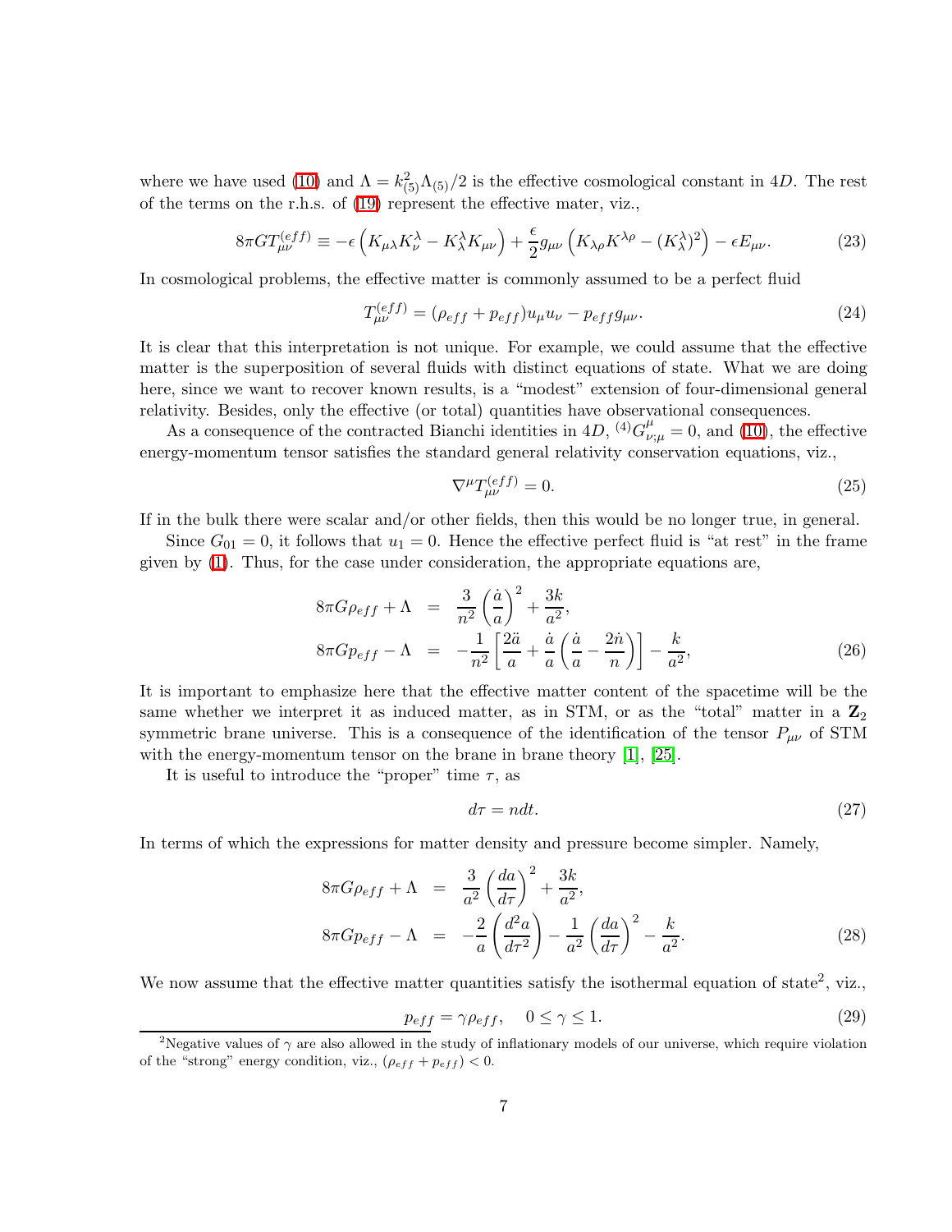where we have used (10) and $\Lambda = k_{(5)}^2 \Lambda_{(5)}/2$ is the effective cosmological constant in $4D$. The rest of the terms on the r.h.s. of (19) represent the effective mater, viz.,

$$8\pi G T_{\mu\nu}^{(eff)} \equiv -\epsilon \left( K_{\mu\lambda} K_{\nu}^{\lambda} - K_{\lambda}^{\lambda} K_{\mu\nu} \right) + \frac{\epsilon}{2} g_{\mu\nu} \left( K_{\lambda\rho} K^{\lambda\rho} - (K_{\lambda}^{\lambda})^2 \right) - \epsilon E_{\mu\nu}. \tag{23}$$

In cosmological problems, the effective matter is commonly assumed to be a perfect fluid

$$T_{\mu\nu}^{(eff)} = (\rho_{eff} + p_{eff}) u_\mu u_\nu - p_{eff} g_{\mu\nu}. \tag{24}$$

It is clear that this interpretation is not unique. For example, we could assume that the effective matter is the superposition of several fluids with distinct equations of state. What we are doing here, since we want to recover known results, is a "modest" extension of four-dimensional general relativity. Besides, only the effective (or total) quantities have observational consequences.

As a consequence of the contracted Bianchi identities in $4D$, ${}^{(4)}G^{\mu}_{\nu;\mu} = 0$, and (10), the effective energy-momentum tensor satisfies the standard general relativity conservation equations, viz.,

$$\nabla^\mu T_{\mu\nu}^{(eff)} = 0. \tag{25}$$

If in the bulk there were scalar and/or other fields, then this would be no longer true, in general.

Since $G_{01} = 0$, it follows that $u_1 = 0$. Hence the effective perfect fluid is "at rest" in the frame given by (1). Thus, for the case under consideration, the appropriate equations are,

$$\begin{aligned} 8\pi G \rho_{eff} + \Lambda &= \frac{3}{n^2} \left( \frac{\dot{a}}{a} \right)^2 + \frac{3k}{a^2}, \\ 8\pi G p_{eff} - \Lambda &= -\frac{1}{n^2} \left[ \frac{2\ddot{a}}{a} + \frac{\dot{a}}{a} \left( \frac{\dot{a}}{a} - \frac{2\dot{n}}{n} \right) \right] - \frac{k}{a^2}, \end{aligned} \tag{26}$$

It is important to emphasize here that the effective matter content of the spacetime will be the same whether we interpret it as induced matter, as in STM, or as the "total" matter in a $\mathbf{Z}_2$ symmetric brane universe. This is a consequence of the identification of the tensor $P_{\mu\nu}$ of STM with the energy-momentum tensor on the brane in brane theory [1], [25].

It is useful to introduce the "proper" time $\tau$, as

$$d\tau = n dt. \tag{27}$$

In terms of which the expressions for matter density and pressure become simpler. Namely,

$$\begin{aligned} 8\pi G \rho_{eff} + \Lambda &= \frac{3}{a^2} \left( \frac{da}{d\tau} \right)^2 + \frac{3k}{a^2}, \\ 8\pi G p_{eff} - \Lambda &= -\frac{2}{a} \left( \frac{d^2 a}{d\tau^2} \right) - \frac{1}{a^2} \left( \frac{da}{d\tau} \right)^2 - \frac{k}{a^2}. \end{aligned} \tag{28}$$

We now assume that the effective matter quantities satisfy the isothermal equation of state[2], viz.,

$$p_{eff} = \gamma \rho_{eff}, \quad 0 \leq \gamma \leq 1. \tag{29}$$

[2]Negative values of $\gamma$ are also allowed in the study of inflationary models of our universe, which require violation of the "strong" energy condition, viz., $(\rho_{eff} + p_{eff}) < 0$.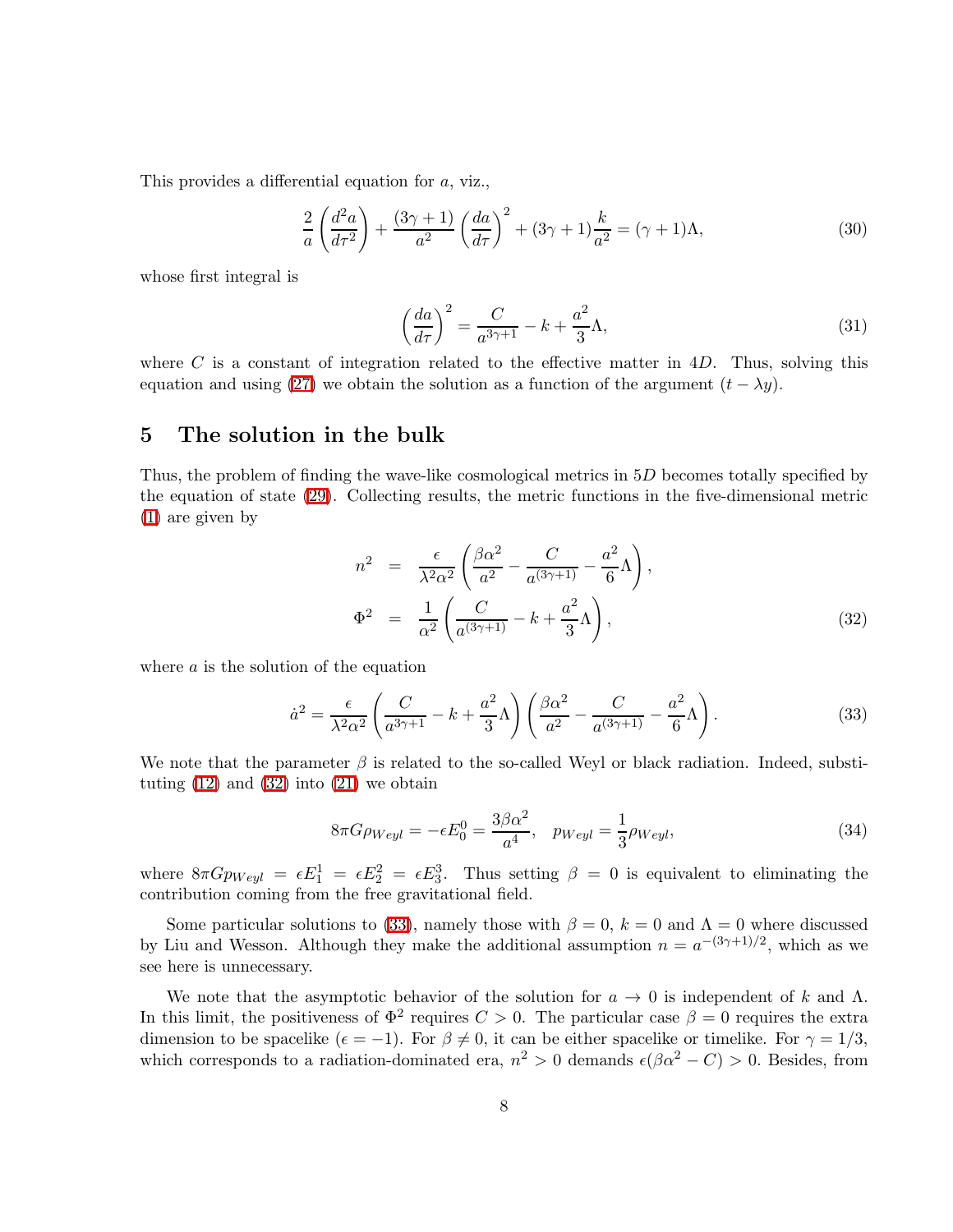This provides a differential equation for $a$, viz.,

$$\frac{2}{a}\left(\frac{d^2a}{d\tau^2}\right) + \frac{(3\gamma+1)}{a^2}\left(\frac{da}{d\tau}\right)^2 + (3\gamma+1)\frac{k}{a^2} = (\gamma+1)\Lambda, \tag{30}$$

whose first integral is

$$\left(\frac{da}{d\tau}\right)^2 = \frac{C}{a^{3\gamma+1}} - k + \frac{a^2}{3}\Lambda, \tag{31}$$

where $C$ is a constant of integration related to the effective matter in $4D$. Thus, solving this equation and using (27) we obtain the solution as a function of the argument $(t - \lambda y)$.

## 5 The solution in the bulk

Thus, the problem of finding the wave-like cosmological metrics in $5D$ becomes totally specified by the equation of state (29). Collecting results, the metric functions in the five-dimensional metric (1) are given by

$$\begin{aligned} n^2 &= \frac{\epsilon}{\lambda^2\alpha^2}\left(\frac{\beta\alpha^2}{a^2} - \frac{C}{a^{(3\gamma+1)}} - \frac{a^2}{6}\Lambda\right), \\ \Phi^2 &= \frac{1}{\alpha^2}\left(\frac{C}{a^{(3\gamma+1)}} - k + \frac{a^2}{3}\Lambda\right), \end{aligned} \tag{32}$$

where $a$ is the solution of the equation

$$\dot{a}^2 = \frac{\epsilon}{\lambda^2\alpha^2}\left(\frac{C}{a^{3\gamma+1}} - k + \frac{a^2}{3}\Lambda\right)\left(\frac{\beta\alpha^2}{a^2} - \frac{C}{a^{(3\gamma+1)}} - \frac{a^2}{6}\Lambda\right). \tag{33}$$

We note that the parameter $\beta$ is related to the so-called Weyl or black radiation. Indeed, substituting (12) and (32) into (21) we obtain

$$8\pi G\rho_{Weyl} = -\epsilon E^0_0 = \frac{3\beta\alpha^2}{a^4}, \quad p_{Weyl} = \frac{1}{3}\rho_{Weyl}, \tag{34}$$

where $8\pi G p_{Weyl} = \epsilon E^1_1 = \epsilon E^2_2 = \epsilon E^3_3$. Thus setting $\beta = 0$ is equivalent to eliminating the contribution coming from the free gravitational field.

Some particular solutions to (33), namely those with $\beta = 0$, $k = 0$ and $\Lambda = 0$ where discussed by Liu and Wesson. Although they make the additional assumption $n = a^{-(3\gamma+1)/2}$, which as we see here is unnecessary.

We note that the asymptotic behavior of the solution for $a \to 0$ is independent of $k$ and $\Lambda$. In this limit, the positiveness of $\Phi^2$ requires $C > 0$. The particular case $\beta = 0$ requires the extra dimension to be spacelike ($\epsilon = -1$). For $\beta \neq 0$, it can be either spacelike or timelike. For $\gamma = 1/3$, which corresponds to a radiation-dominated era, $n^2 > 0$ demands $\epsilon(\beta\alpha^2 - C) > 0$. Besides, from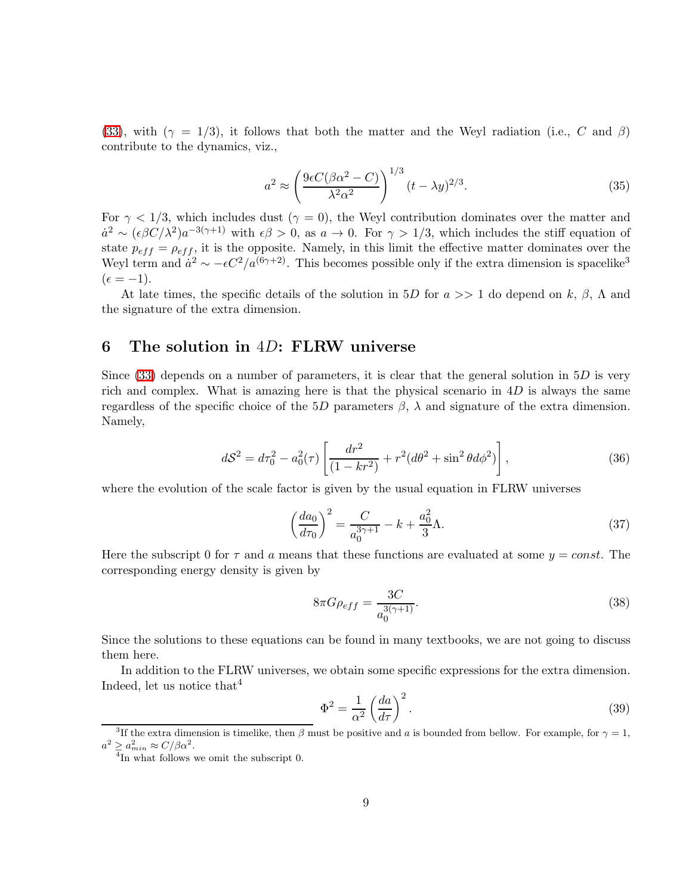(33), with ($\gamma = 1/3$), it follows that both the matter and the Weyl radiation (i.e., $C$ and $\beta$) contribute to the dynamics, viz.,

$$a^2 \approx \left(\frac{9\epsilon C(\beta\alpha^2 - C)}{\lambda^2\alpha^2}\right)^{1/3} (t - \lambda y)^{2/3}. \tag{35}$$

For $\gamma < 1/3$, which includes dust ($\gamma = 0$), the Weyl contribution dominates over the matter and $\dot{a}^2 \sim (\epsilon\beta C/\lambda^2)a^{-3(\gamma+1)}$ with $\epsilon\beta > 0$, as $a \to 0$. For $\gamma > 1/3$, which includes the stiff equation of state $p_{eff} = \rho_{eff}$, it is the opposite. Namely, in this limit the effective matter dominates over the Weyl term and $\dot{a}^2 \sim -\epsilon C^2/a^{(6\gamma+2)}$. This becomes possible only if the extra dimension is spacelike[3] ($\epsilon = -1$).

At late times, the specific details of the solution in $5D$ for $a >> 1$ do depend on $k$, $\beta$, $\Lambda$ and the signature of the extra dimension.

## 6 The solution in $4D$: FLRW universe

Since (33) depends on a number of parameters, it is clear that the general solution in $5D$ is very rich and complex. What is amazing here is that the physical scenario in $4D$ is always the same regardless of the specific choice of the $5D$ parameters $\beta$, $\lambda$ and signature of the extra dimension. Namely,

$$d\mathcal{S}^2 = d\tau_0^2 - a_0^2(\tau)\left[\frac{dr^2}{(1-kr^2)} + r^2(d\theta^2 + \sin^2\theta d\phi^2)\right], \tag{36}$$

where the evolution of the scale factor is given by the usual equation in FLRW universes

$$\left(\frac{da_0}{d\tau_0}\right)^2 = \frac{C}{a_0^{3\gamma+1}} - k + \frac{a_0^2}{3}\Lambda. \tag{37}$$

Here the subscript 0 for $\tau$ and $a$ means that these functions are evaluated at some $y = const$. The corresponding energy density is given by

$$8\pi G\rho_{eff} = \frac{3C}{a_0^{3(\gamma+1)}}. \tag{38}$$

Since the solutions to these equations can be found in many textbooks, we are not going to discuss them here.

In addition to the FLRW universes, we obtain some specific expressions for the extra dimension. Indeed, let us notice that[4]

$$\Phi^2 = \frac{1}{\alpha^2}\left(\frac{da}{d\tau}\right)^2. \tag{39}$$

---

[3] If the extra dimension is timelike, then $\beta$ must be positive and $a$ is bounded from bellow. For example, for $\gamma = 1$, $a^2 \geq a_{min}^2 \approx C/\beta\alpha^2$.

[4] In what follows we omit the subscript 0.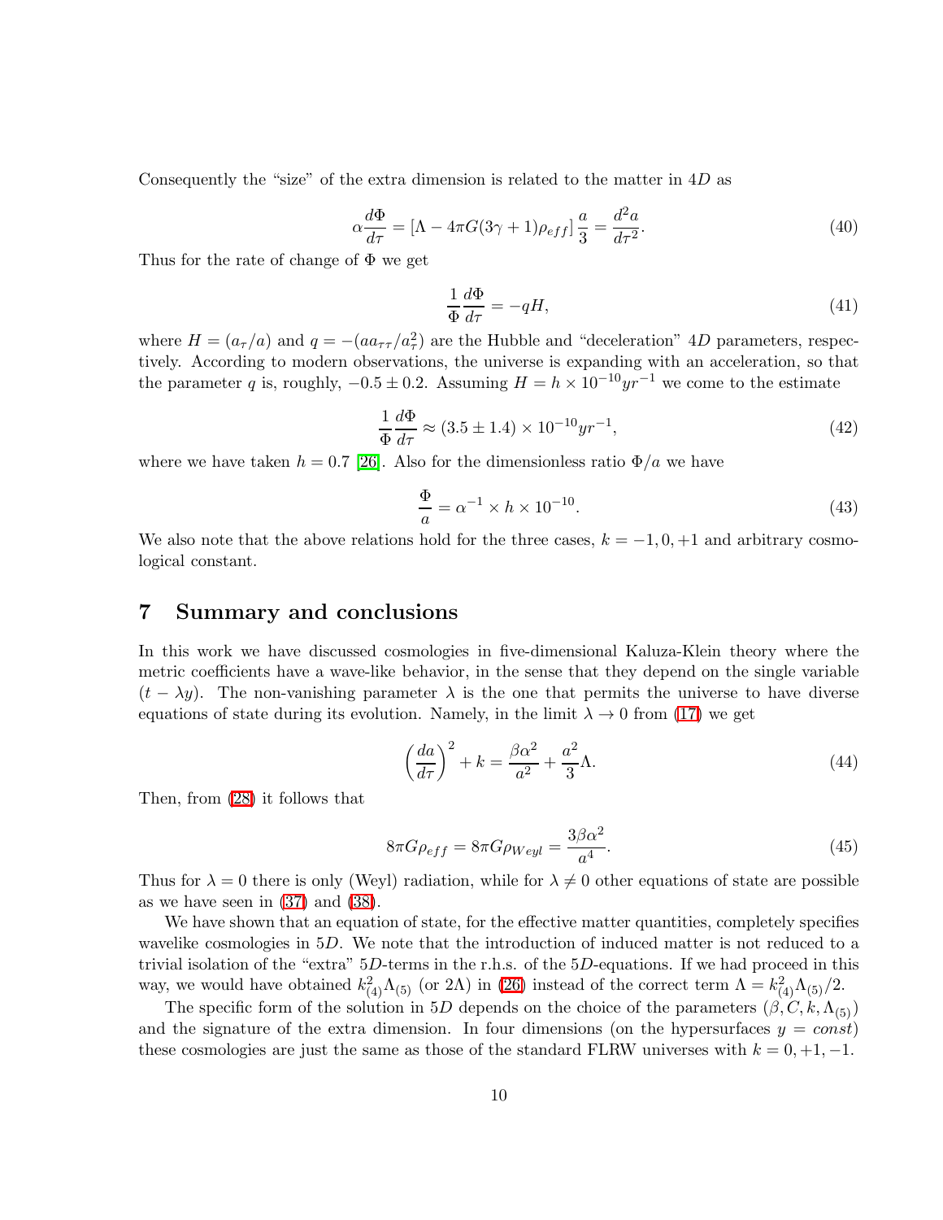Consequently the "size" of the extra dimension is related to the matter in $4D$ as

$$\alpha \frac{d\Phi}{d\tau} = \left[\Lambda - 4\pi G(3\gamma + 1)\rho_{eff}\right] \frac{a}{3} = \frac{d^2 a}{d\tau^2}. \tag{40}$$

Thus for the rate of change of $\Phi$ we get

$$\frac{1}{\Phi}\frac{d\Phi}{d\tau} = -qH, \tag{41}$$

where $H = (a_\tau/a)$ and $q = -(aa_{\tau\tau}/a_\tau^2)$ are the Hubble and "deceleration" $4D$ parameters, respectively. According to modern observations, the universe is expanding with an acceleration, so that the parameter $q$ is, roughly, $-0.5 \pm 0.2$. Assuming $H = h \times 10^{-10} yr^{-1}$ we come to the estimate

$$\frac{1}{\Phi}\frac{d\Phi}{d\tau} \approx (3.5 \pm 1.4) \times 10^{-10} yr^{-1}, \tag{42}$$

where we have taken $h = 0.7$ [26]. Also for the dimensionless ratio $\Phi/a$ we have

$$\frac{\Phi}{a} = \alpha^{-1} \times h \times 10^{-10}. \tag{43}$$

We also note that the above relations hold for the three cases, $k = -1, 0, +1$ and arbitrary cosmological constant.

## 7 Summary and conclusions

In this work we have discussed cosmologies in five-dimensional Kaluza-Klein theory where the metric coefficients have a wave-like behavior, in the sense that they depend on the single variable $(t - \lambda y)$. The non-vanishing parameter $\lambda$ is the one that permits the universe to have diverse equations of state during its evolution. Namely, in the limit $\lambda \to 0$ from (17) we get

$$\left(\frac{da}{d\tau}\right)^2 + k = \frac{\beta\alpha^2}{a^2} + \frac{a^2}{3}\Lambda. \tag{44}$$

Then, from (28) it follows that

$$8\pi G\rho_{eff} = 8\pi G\rho_{Weyl} = \frac{3\beta\alpha^2}{a^4}. \tag{45}$$

Thus for $\lambda = 0$ there is only (Weyl) radiation, while for $\lambda \neq 0$ other equations of state are possible as we have seen in (37) and (38).

We have shown that an equation of state, for the effective matter quantities, completely specifies wavelike cosmologies in $5D$. We note that the introduction of induced matter is not reduced to a trivial isolation of the "extra" $5D$-terms in the r.h.s. of the $5D$-equations. If we had proceed in this way, we would have obtained $k_{(4)}^2\Lambda_{(5)}$ (or $2\Lambda$) in (26) instead of the correct term $\Lambda = k_{(4)}^2\Lambda_{(5)}/2$.

The specific form of the solution in $5D$ depends on the choice of the parameters $(\beta, C, k, \Lambda_{(5)})$ and the signature of the extra dimension. In four dimensions (on the hypersurfaces $y = const$) these cosmologies are just the same as those of the standard FLRW universes with $k = 0, +1, -1$.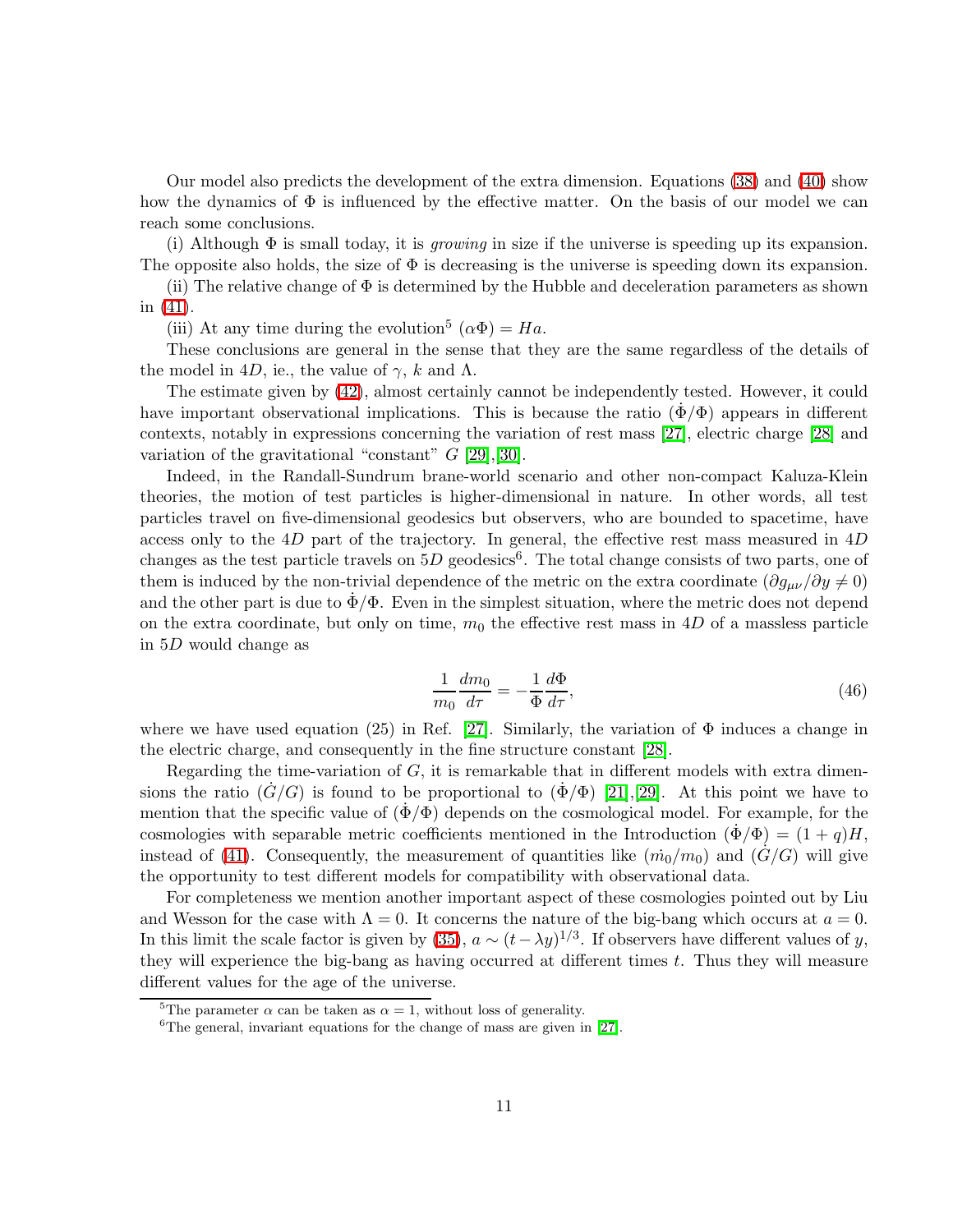Our model also predicts the development of the extra dimension. Equations (38) and (40) show how the dynamics of $\Phi$ is influenced by the effective matter. On the basis of our model we can reach some conclusions.

(i) Although $\Phi$ is small today, it is *growing* in size if the universe is speeding up its expansion. The opposite also holds, the size of $\Phi$ is decreasing is the universe is speeding down its expansion.

(ii) The relative change of $\Phi$ is determined by the Hubble and deceleration parameters as shown in (41).

(iii) At any time during the evolution[5] $(\alpha\Phi) = Ha$.

These conclusions are general in the sense that they are the same regardless of the details of the model in $4D$, ie., the value of $\gamma$, $k$ and $\Lambda$.

The estimate given by (42), almost certainly cannot be independently tested. However, it could have important observational implications. This is because the ratio $(\dot{\Phi}/\Phi)$ appears in different contexts, notably in expressions concerning the variation of rest mass [27], electric charge [28] and variation of the gravitational "constant" $G$ [29],[30].

Indeed, in the Randall-Sundrum brane-world scenario and other non-compact Kaluza-Klein theories, the motion of test particles is higher-dimensional in nature. In other words, all test particles travel on five-dimensional geodesics but observers, who are bounded to spacetime, have access only to the $4D$ part of the trajectory. In general, the effective rest mass measured in $4D$ changes as the test particle travels on $5D$ geodesics[6]. The total change consists of two parts, one of them is induced by the non-trivial dependence of the metric on the extra coordinate $(\partial g_{\mu\nu}/\partial y \neq 0)$ and the other part is due to $\dot{\Phi}/\Phi$. Even in the simplest situation, where the metric does not depend on the extra coordinate, but only on time, $m_0$ the effective rest mass in $4D$ of a massless particle in $5D$ would change as

$$\frac{1}{m_0}\frac{dm_0}{d\tau} = -\frac{1}{\Phi}\frac{d\Phi}{d\tau}, \tag{46}$$

where we have used equation (25) in Ref. [27]. Similarly, the variation of $\Phi$ induces a change in the electric charge, and consequently in the fine structure constant [28].

Regarding the time-variation of $G$, it is remarkable that in different models with extra dimensions the ratio $(\dot{G}/G)$ is found to be proportional to $(\dot{\Phi}/\Phi)$ [21],[29]. At this point we have to mention that the specific value of $(\dot{\Phi}/\Phi)$ depends on the cosmological model. For example, for the cosmologies with separable metric coefficients mentioned in the Introduction $(\dot{\Phi}/\Phi) = (1+q)H$, instead of (41). Consequently, the measurement of quantities like $(\dot{m_0}/m_0)$ and $(\dot{G}/G)$ will give the opportunity to test different models for compatibility with observational data.

For completeness we mention another important aspect of these cosmologies pointed out by Liu and Wesson for the case with $\Lambda = 0$. It concerns the nature of the big-bang which occurs at $a = 0$. In this limit the scale factor is given by (35), $a \sim (t - \lambda y)^{1/3}$. If observers have different values of $y$, they will experience the big-bang as having occurred at different times $t$. Thus they will measure different values for the age of the universe.

---

[5] The parameter $\alpha$ can be taken as $\alpha = 1$, without loss of generality.

[6] The general, invariant equations for the change of mass are given in [27].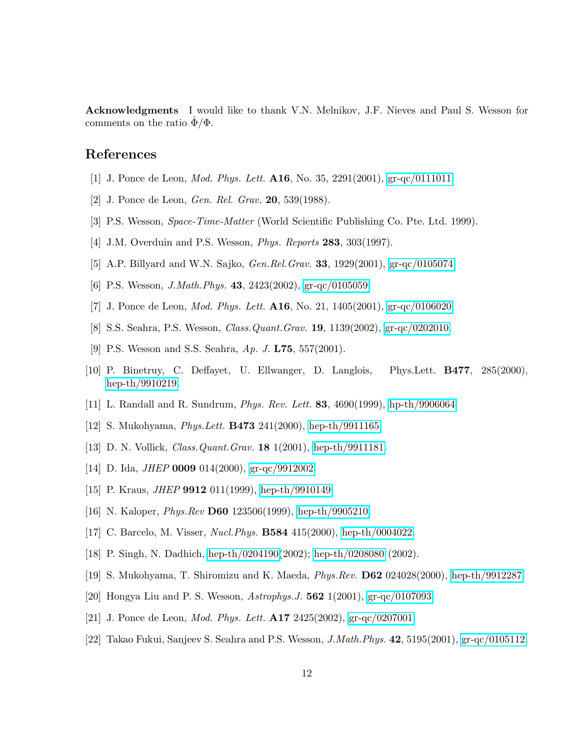**Acknowledgments** I would like to thank V.N. Melnikov, J.F. Nieves and Paul S. Wesson for comments on the ratio $\dot{\Phi}/\Phi$.

## References

[1] J. Ponce de Leon, *Mod. Phys. Lett.* **A16**, No. 35, 2291(2001), gr-qc/0111011.

[2] J. Ponce de Leon, *Gen. Rel. Grav.* **20**, 539(1988).

[3] P.S. Wesson, *Space-Time-Matter* (World Scientific Publishing Co. Pte. Ltd. 1999).

[4] J.M. Overduin and P.S. Wesson, *Phys. Reports* **283**, 303(1997).

[5] A.P. Billyard and W.N. Sajko, *Gen.Rel.Grav.* **33**, 1929(2001), gr-qc/0105074.

[6] P.S. Wesson, *J.Math.Phys.* **43**, 2423(2002), gr-qc/0105059.

[7] J. Ponce de Leon, *Mod. Phys. Lett.* **A16**, No. 21, 1405(2001), gr-qc/0106020.

[8] S.S. Seahra, P.S. Wesson, *Class.Quant.Grav.* **19**, 1139(2002), gr-qc/0202010.

[9] P.S. Wesson and S.S. Seahra, *Ap. J.* **L75**, 557(2001).

[10] P. Binetruy, C. Deffayet, U. Ellwanger, D. Langlois, Phys.Lett. **B477**, 285(2000), hep-th/9910219.

[11] L. Randall and R. Sundrum, *Phys. Rev. Lett.* **83**, 4690(1999), hp-th/9906064.

[12] S. Mukohyama, *Phys.Lett.* **B473** 241(2000), hep-th/9911165.

[13] D. N. Vollick, *Class.Quant.Grav.* **18** 1(2001), hep-th/9911181.

[14] D. Ida, *JHEP* **0009** 014(2000), gr-qc/9912002.

[15] P. Kraus, *JHEP* **9912** 011(1999), hep-th/9910149.

[16] N. Kaloper, *Phys.Rev* **D60** 123506(1999), hep-th/9905210.

[17] C. Barcelo, M. Visser, *Nucl.Phys.* **B584** 415(2000), hep-th/0004022.

[18] P. Singh, N. Dadhich, hep-th/0204190(2002); hep-th/0208080 (2002).

[19] S. Mukohyama, T. Shiromizu and K. Maeda, *Phys.Rev.* **D62** 024028(2000), hep-th/9912287.

[20] Hongya Liu and P. S. Wesson, *Astrophys.J.* **562** 1(2001), gr-qc/0107093.

[21] J. Ponce de Leon, *Mod. Phys. Lett.* **A17** 2425(2002), gr-qc/0207001.

[22] Takao Fukui, Sanjeev S. Seahra and P.S. Wesson, *J.Math.Phys.* **42**, 5195(2001), gr-qc/0105112.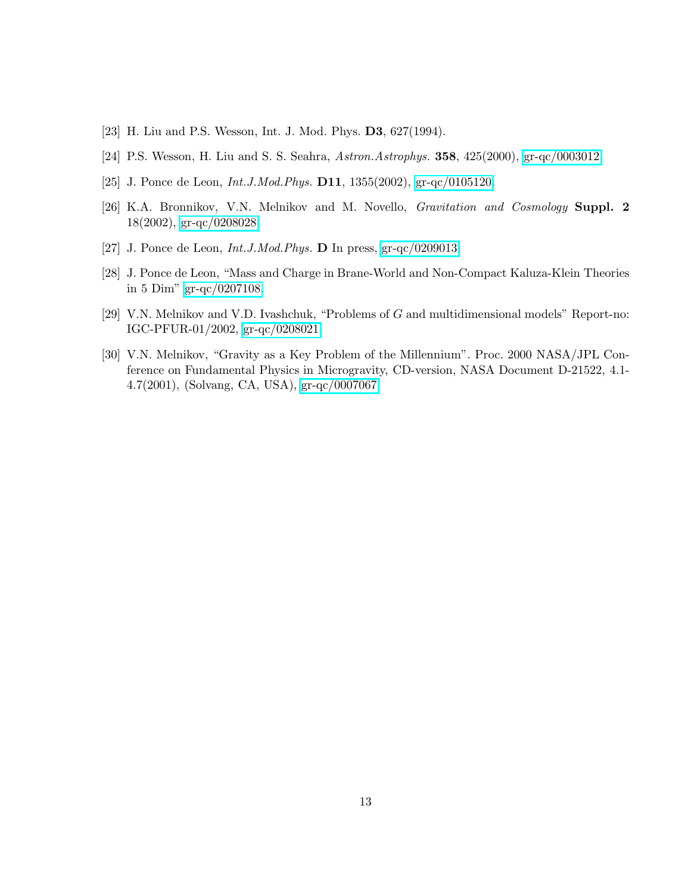[23] H. Liu and P.S. Wesson, Int. J. Mod. Phys. **D3**, 627(1994).

[24] P.S. Wesson, H. Liu and S. S. Seahra, *Astron.Astrophys.* **358**, 425(2000), gr-qc/0003012.

[25] J. Ponce de Leon, *Int.J.Mod.Phys.* **D11**, 1355(2002), gr-qc/0105120.

[26] K.A. Bronnikov, V.N. Melnikov and M. Novello, *Gravitation and Cosmology* **Suppl. 2** 18(2002), gr-qc/0208028.

[27] J. Ponce de Leon, *Int.J.Mod.Phys.* **D** In press, gr-qc/0209013.

[28] J. Ponce de Leon, "Mass and Charge in Brane-World and Non-Compact Kaluza-Klein Theories in 5 Dim" gr-qc/0207108.

[29] V.N. Melnikov and V.D. Ivashchuk, "Problems of $G$ and multidimensional models" Report-no: IGC-PFUR-01/2002, gr-qc/0208021.

[30] V.N. Melnikov, "Gravity as a Key Problem of the Millennium". Proc. 2000 NASA/JPL Conference on Fundamental Physics in Microgravity, CD-version, NASA Document D-21522, 4.1-4.7(2001), (Solvang, CA, USA), gr-qc/0007067.